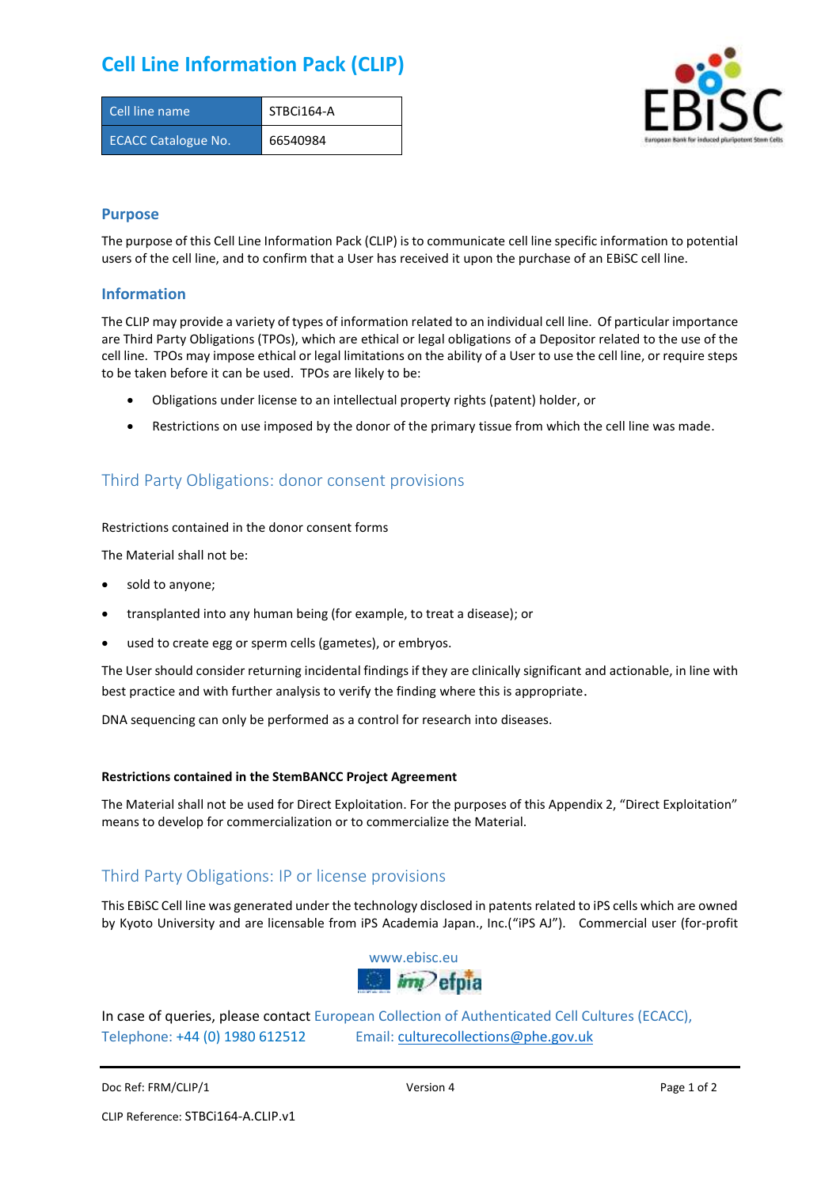# Cell Line Information Pack (CLIP)

| | |
|---|---|
| Cell line name | STBCi164-A |
| ECACC Catalogue No. | 66540984 |

## Purpose

The purpose of this Cell Line Information Pack (CLIP) is to communicate cell line specific information to potential users of the cell line, and to confirm that a User has received it upon the purchase of an EBiSC cell line.

## Information

The CLIP may provide a variety of types of information related to an individual cell line. Of particular importance are Third Party Obligations (TPOs), which are ethical or legal obligations of a Depositor related to the use of the cell line. TPOs may impose ethical or legal limitations on the ability of a User to use the cell line, or require steps to be taken before it can be used. TPOs are likely to be:

- Obligations under license to an intellectual property rights (patent) holder, or
- Restrictions on use imposed by the donor of the primary tissue from which the cell line was made.

## Third Party Obligations: donor consent provisions

Restrictions contained in the donor consent forms

The Material shall not be:

- sold to anyone;
- transplanted into any human being (for example, to treat a disease); or
- used to create egg or sperm cells (gametes), or embryos.

The User should consider returning incidental findings if they are clinically significant and actionable, in line with best practice and with further analysis to verify the finding where this is appropriate.

DNA sequencing can only be performed as a control for research into diseases.

**Restrictions contained in the StemBANCC Project Agreement**

The Material shall not be used for Direct Exploitation. For the purposes of this Appendix 2, “Direct Exploitation” means to develop for commercialization or to commercialize the Material.

## Third Party Obligations: IP or license provisions

This EBiSC Cell line was generated under the technology disclosed in patents related to iPS cells which are owned by Kyoto University and are licensable from iPS Academia Japan., Inc.(“iPS AJ”). Commercial user (for-profit

www.ebisc.eu

In case of queries, please contact European Collection of Authenticated Cell Cultures (ECACC), Telephone: +44 (0) 1980 612512 Email: culturecollections@phe.gov.uk

Doc Ref: FRM/CLIP/1 Version 4

CLIP Reference: STBCi164-A.CLIP.v1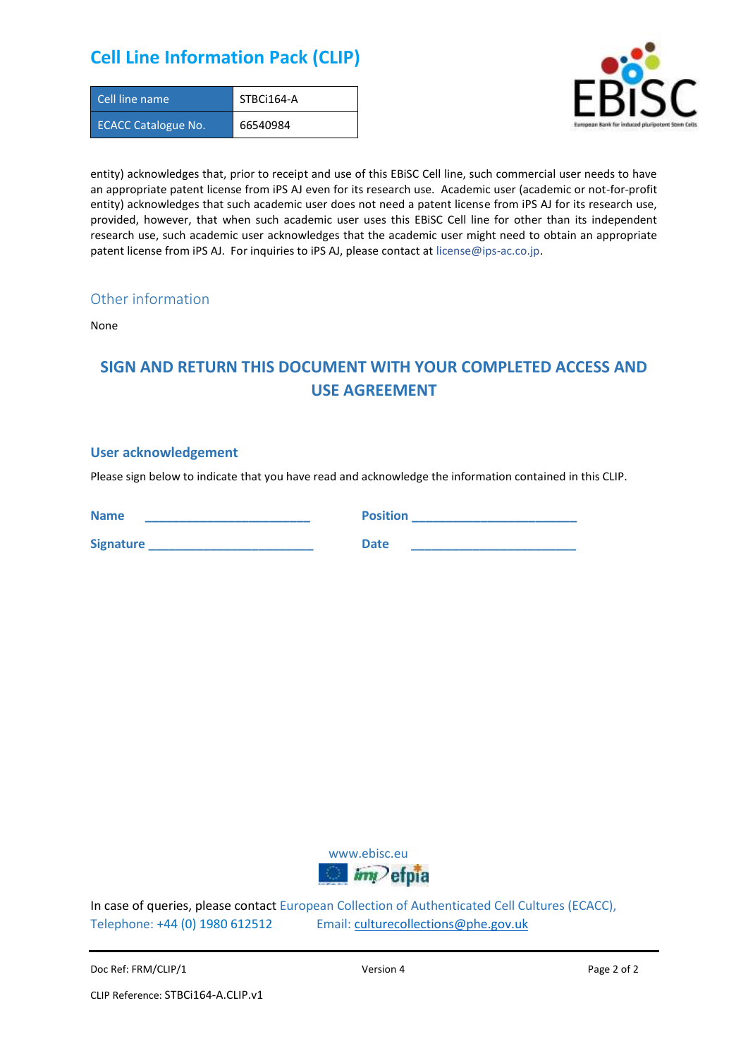# Cell Line Information Pack (CLIP)

| | |
|---|---|
| Cell line name | STBCi164-A |
| ECACC Catalogue No. | 66540984 |

entity) acknowledges that, prior to receipt and use of this EBiSC Cell line, such commercial user needs to have an appropriate patent license from iPS AJ even for its research use. Academic user (academic or not-for-profit entity) acknowledges that such academic user does not need a patent license from iPS AJ for its research use, provided, however, that when such academic user uses this EBiSC Cell line for other than its independent research use, such academic user acknowledges that the academic user might need to obtain an appropriate patent license from iPS AJ. For inquiries to iPS AJ, please contact at license@ips-ac.co.jp.

## Other information

None

## SIGN AND RETURN THIS DOCUMENT WITH YOUR COMPLETED ACCESS AND USE AGREEMENT

### User acknowledgement

Please sign below to indicate that you have read and acknowledge the information contained in this CLIP.

**Name** ________________________ **Position** ________________________

**Signature** ________________________ **Date** ________________________

www.ebisc.eu

In case of queries, please contact European Collection of Authenticated Cell Cultures (ECACC), Telephone: +44 (0) 1980 612512 Email: culturecollections@phe.gov.uk

Doc Ref: FRM/CLIP/1 Version 4

CLIP Reference: STBCi164-A.CLIP.v1